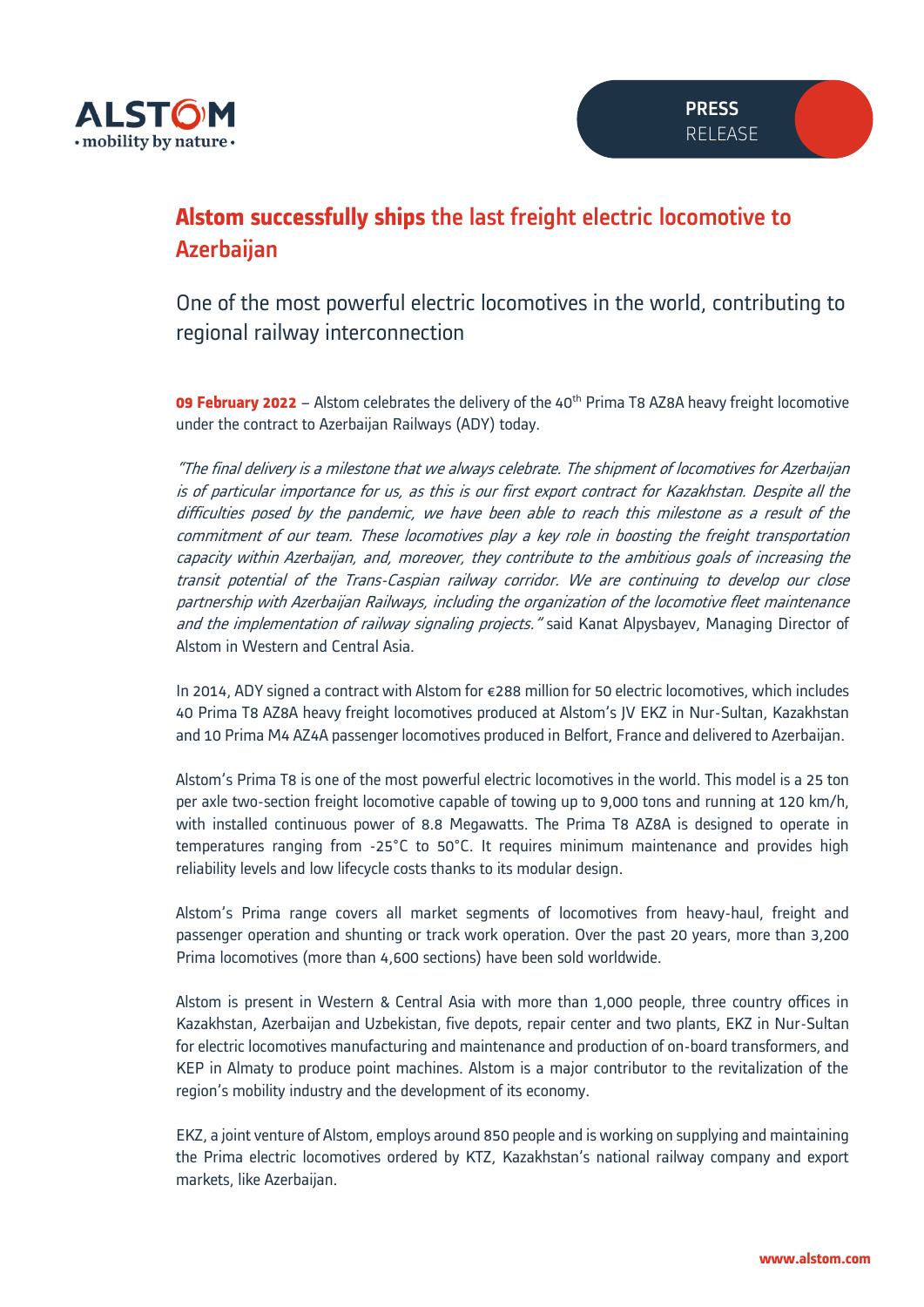# **Alstom successfully ships** the last freight electric locomotive to Azerbaijan

## One of the most powerful electric locomotives in the world, contributing to regional railway interconnection

**09 February 2022** – Alstom celebrates the delivery of the 40th Prima T8 AZ8A heavy freight locomotive under the contract to Azerbaijan Railways (ADY) today.

*"The final delivery is a milestone that we always celebrate. The shipment of locomotives for Azerbaijan is of particular importance for us, as this is our first export contract for Kazakhstan. Despite all the difficulties posed by the pandemic, we have been able to reach this milestone as a result of the commitment of our team. These locomotives play a key role in boosting the freight transportation capacity within Azerbaijan, and, moreover, they contribute to the ambitious goals of increasing the transit potential of the Trans-Caspian railway corridor. We are continuing to develop our close partnership with Azerbaijan Railways, including the organization of the locomotive fleet maintenance and the implementation of railway signaling projects."* said Kanat Alpysbayev, Managing Director of Alstom in Western and Central Asia.

In 2014, ADY signed a contract with Alstom for €288 million for 50 electric locomotives, which includes 40 Prima T8 AZ8A heavy freight locomotives produced at Alstom's JV EKZ in Nur-Sultan, Kazakhstan and 10 Prima M4 AZ4A passenger locomotives produced in Belfort, France and delivered to Azerbaijan.

Alstom's Prima T8 is one of the most powerful electric locomotives in the world. This model is a 25 ton per axle two-section freight locomotive capable of towing up to 9,000 tons and running at 120 km/h, with installed continuous power of 8.8 Megawatts. The Prima T8 AZ8A is designed to operate in temperatures ranging from -25°C to 50°C. It requires minimum maintenance and provides high reliability levels and low lifecycle costs thanks to its modular design.

Alstom's Prima range covers all market segments of locomotives from heavy-haul, freight and passenger operation and shunting or track work operation. Over the past 20 years, more than 3,200 Prima locomotives (more than 4,600 sections) have been sold worldwide.

Alstom is present in Western & Central Asia with more than 1,000 people, three country offices in Kazakhstan, Azerbaijan and Uzbekistan, five depots, repair center and two plants, EKZ in Nur-Sultan for electric locomotives manufacturing and maintenance and production of on-board transformers, and KEP in Almaty to produce point machines. Alstom is a major contributor to the revitalization of the region's mobility industry and the development of its economy.

EKZ, a joint venture of Alstom, employs around 850 people and is working on supplying and maintaining the Prima electric locomotives ordered by KTZ, Kazakhstan's national railway company and export markets, like Azerbaijan.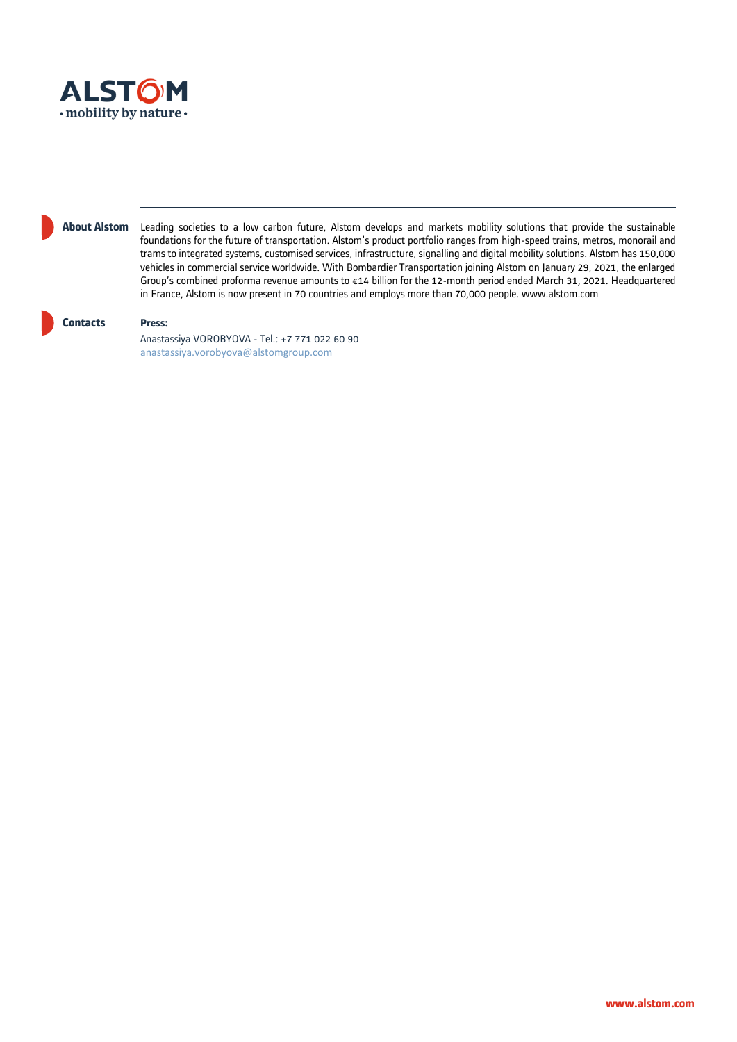## About Alstom

Leading societies to a low carbon future, Alstom develops and markets mobility solutions that provide the sustainable foundations for the future of transportation. Alstom's product portfolio ranges from high-speed trains, metros, monorail and trams to integrated systems, customised services, infrastructure, signalling and digital mobility solutions. Alstom has 150,000 vehicles in commercial service worldwide. With Bombardier Transportation joining Alstom on January 29, 2021, the enlarged Group's combined proforma revenue amounts to €14 billion for the 12-month period ended March 31, 2021. Headquartered in France, Alstom is now present in 70 countries and employs more than 70,000 people. www.alstom.com

## Contacts

**Press:**

Anastassiya VOROBYOVA - Tel.: +7 771 022 60 90
anastassiya.vorobyova@alstomgroup.com